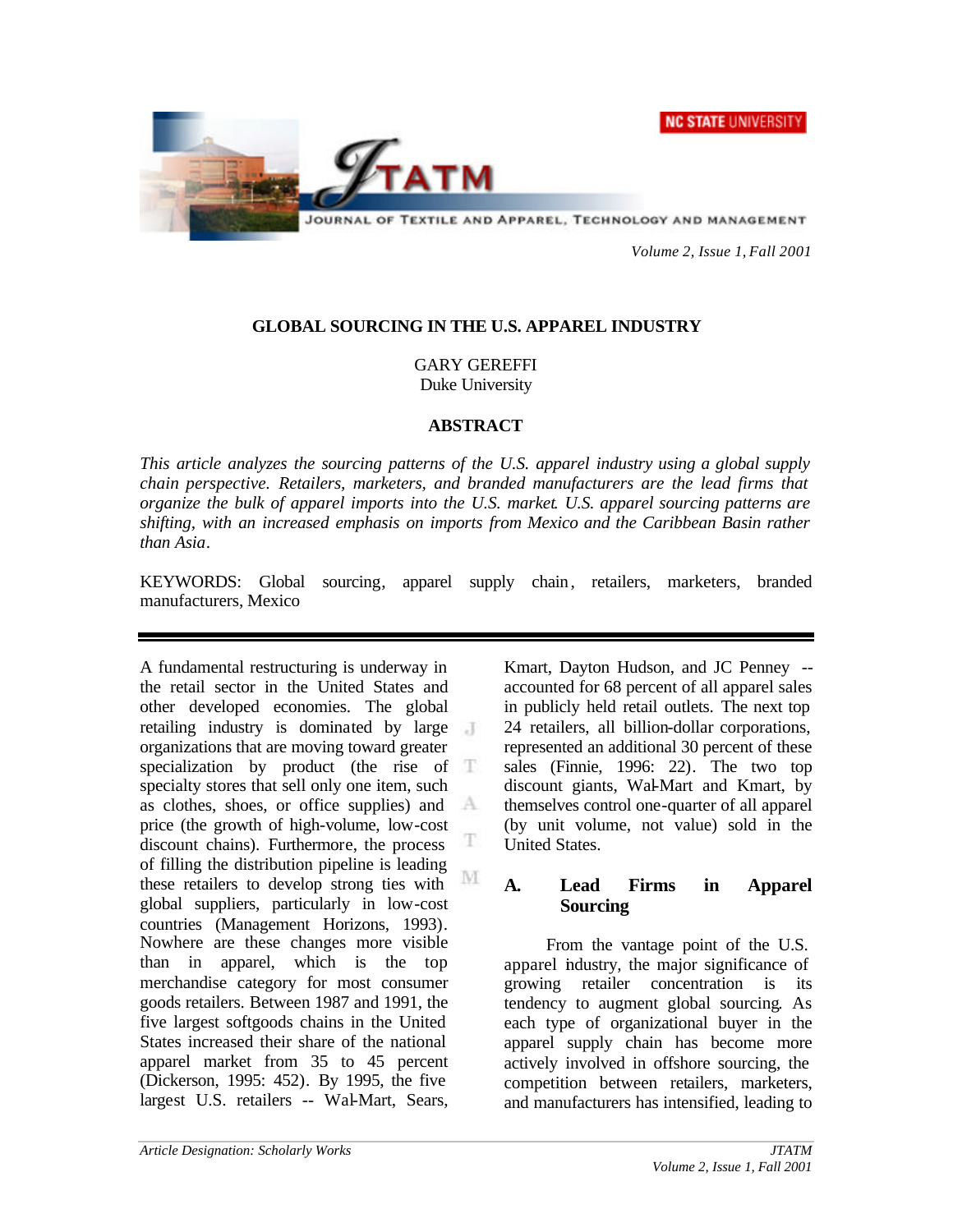# GLOBAL SOURCING IN THE U.S. APPAREL INDUSTRY

GARY GEREFFI
Duke University

## ABSTRACT

*This article analyzes the sourcing patterns of the U.S. apparel industry using a global supply chain perspective. Retailers, marketers, and branded manufacturers are the lead firms that organize the bulk of apparel imports into the U.S. market. U.S. apparel sourcing patterns are shifting, with an increased emphasis on imports from Mexico and the Caribbean Basin rather than Asia.*

KEYWORDS: Global sourcing, apparel supply chain, retailers, marketers, branded manufacturers, Mexico

---

A fundamental restructuring is underway in the retail sector in the United States and other developed economies. The global retailing industry is dominated by large organizations that are moving toward greater specialization by product (the rise of specialty stores that sell only one item, such as clothes, shoes, or office supplies) and price (the growth of high-volume, low-cost discount chains). Furthermore, the process of filling the distribution pipeline is leading these retailers to develop strong ties with global suppliers, particularly in low-cost countries (Management Horizons, 1993). Nowhere are these changes more visible than in apparel, which is the top merchandise category for most consumer goods retailers. Between 1987 and 1991, the five largest softgoods chains in the United States increased their share of the national apparel market from 35 to 45 percent (Dickerson, 1995: 452). By 1995, the five largest U.S. retailers -- Wal-Mart, Sears, Kmart, Dayton Hudson, and JC Penney -- accounted for 68 percent of all apparel sales in publicly held retail outlets. The next top 24 retailers, all billion-dollar corporations, represented an additional 30 percent of these sales (Finnie, 1996: 22). The two top discount giants, Wal-Mart and Kmart, by themselves control one-quarter of all apparel (by unit volume, not value) sold in the United States.

## A. Lead Firms in Apparel Sourcing

From the vantage point of the U.S. apparel industry, the major significance of growing retailer concentration is its tendency to augment global sourcing. As each type of organizational buyer in the apparel supply chain has become more actively involved in offshore sourcing, the competition between retailers, marketers, and manufacturers has intensified, leading to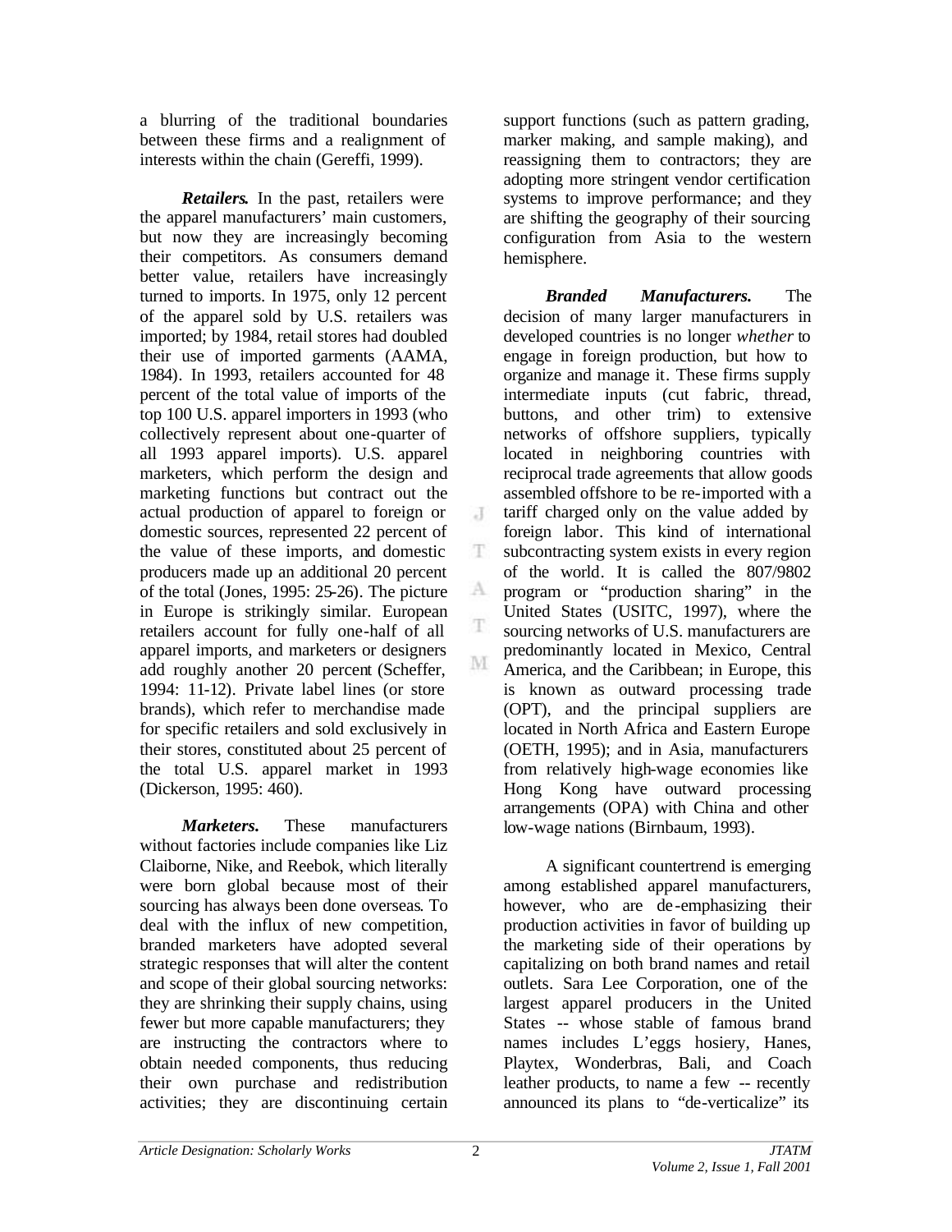a blurring of the traditional boundaries between these firms and a realignment of interests within the chain (Gereffi, 1999).

***Retailers.*** In the past, retailers were the apparel manufacturers' main customers, but now they are increasingly becoming their competitors. As consumers demand better value, retailers have increasingly turned to imports. In 1975, only 12 percent of the apparel sold by U.S. retailers was imported; by 1984, retail stores had doubled their use of imported garments (AAMA, 1984). In 1993, retailers accounted for 48 percent of the total value of imports of the top 100 U.S. apparel importers in 1993 (who collectively represent about one-quarter of all 1993 apparel imports). U.S. apparel marketers, which perform the design and marketing functions but contract out the actual production of apparel to foreign or domestic sources, represented 22 percent of the value of these imports, and domestic producers made up an additional 20 percent of the total (Jones, 1995: 25-26). The picture in Europe is strikingly similar. European retailers account for fully one-half of all apparel imports, and marketers or designers add roughly another 20 percent (Scheffer, 1994: 11-12). Private label lines (or store brands), which refer to merchandise made for specific retailers and sold exclusively in their stores, constituted about 25 percent of the total U.S. apparel market in 1993 (Dickerson, 1995: 460).

***Marketers.*** These manufacturers without factories include companies like Liz Claiborne, Nike, and Reebok, which literally were born global because most of their sourcing has always been done overseas. To deal with the influx of new competition, branded marketers have adopted several strategic responses that will alter the content and scope of their global sourcing networks: they are shrinking their supply chains, using fewer but more capable manufacturers; they are instructing the contractors where to obtain needed components, thus reducing their own purchase and redistribution activities; they are discontinuing certain support functions (such as pattern grading, marker making, and sample making), and reassigning them to contractors; they are adopting more stringent vendor certification systems to improve performance; and they are shifting the geography of their sourcing configuration from Asia to the western hemisphere.

***Branded Manufacturers.*** The decision of many larger manufacturers in developed countries is no longer *whether* to engage in foreign production, but how to organize and manage it. These firms supply intermediate inputs (cut fabric, thread, buttons, and other trim) to extensive networks of offshore suppliers, typically located in neighboring countries with reciprocal trade agreements that allow goods assembled offshore to be re-imported with a tariff charged only on the value added by foreign labor. This kind of international subcontracting system exists in every region of the world. It is called the 807/9802 program or "production sharing" in the United States (USITC, 1997), where the sourcing networks of U.S. manufacturers are predominantly located in Mexico, Central America, and the Caribbean; in Europe, this is known as outward processing trade (OPT), and the principal suppliers are located in North Africa and Eastern Europe (OETH, 1995); and in Asia, manufacturers from relatively high-wage economies like Hong Kong have outward processing arrangements (OPA) with China and other low-wage nations (Birnbaum, 1993).

A significant countertrend is emerging among established apparel manufacturers, however, who are de-emphasizing their production activities in favor of building up the marketing side of their operations by capitalizing on both brand names and retail outlets. Sara Lee Corporation, one of the largest apparel producers in the United States -- whose stable of famous brand names includes L'eggs hosiery, Hanes, Playtex, Wonderbras, Bali, and Coach leather products, to name a few -- recently announced its plans to "de-verticalize" its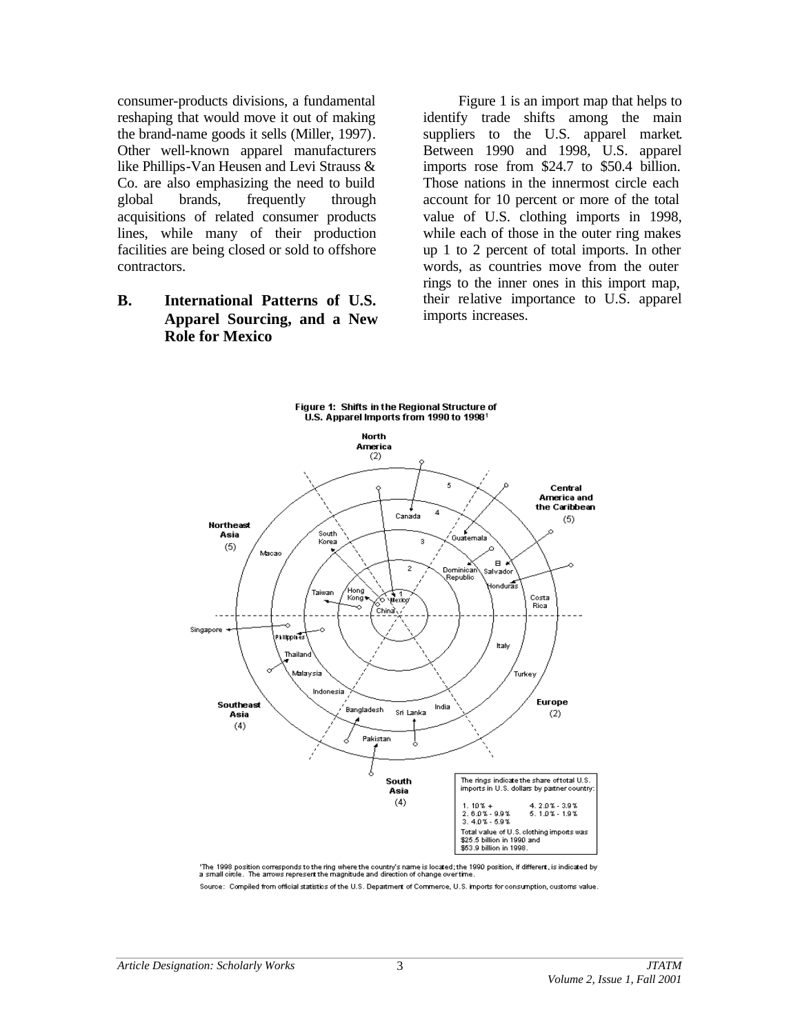consumer-products divisions, a fundamental reshaping that would move it out of making the brand-name goods it sells (Miller, 1997). Other well-known apparel manufacturers like Phillips-Van Heusen and Levi Strauss & Co. are also emphasizing the need to build global brands, frequently through acquisitions of related consumer products lines, while many of their production facilities are being closed or sold to offshore contractors.

## B. International Patterns of U.S. Apparel Sourcing, and a New Role for Mexico

Figure 1 is an import map that helps to identify trade shifts among the main suppliers to the U.S. apparel market. Between 1990 and 1998, U.S. apparel imports rose from $24.7 to $50.4 billion. Those nations in the innermost circle each account for 10 percent or more of the total value of U.S. clothing imports in 1998, while each of those in the outer ring makes up 1 to 2 percent of total imports. In other words, as countries move from the outer rings to the inner ones in this import map, their relative importance to U.S. apparel imports increases.

**Figure 1: Shifts in the Regional Structure of U.S. Apparel Imports from 1990 to 1998**[1]

North America (2) — Canada, Mexico

Central America and the Caribbean (5) — Guatemala, Dominican Republic, El Salvador, Honduras, Costa Rica

Europe (2) — Italy, Turkey

South Asia (4) — India, Sri Lanka, Bangladesh, Pakistan

Southeast Asia (4) — Philippines, Thailand, Malaysia, Indonesia, Singapore

Northeast Asia (5) — China, Hong Kong, Taiwan, South Korea, Macao

The rings indicate the share of total U.S. imports in U.S. dollars by partner country:

1. 10% +
2. 6.0% - 9.9%
3. 4.0% - 5.9%
4. 2.0% - 3.9%
5. 1.0% - 1.9%

Total value of U.S. clothing imports was $25.5 billion in 1990 and $53.9 billion in 1998.

[1]The 1998 position corresponds to the ring where the country's name is located; the 1990 position, if different, is indicated by a small circle. The arrows represent the magnitude and direction of change over time.

Source: Compiled from official statistics of the U.S. Department of Commerce, U.S. imports for consumption, customs value.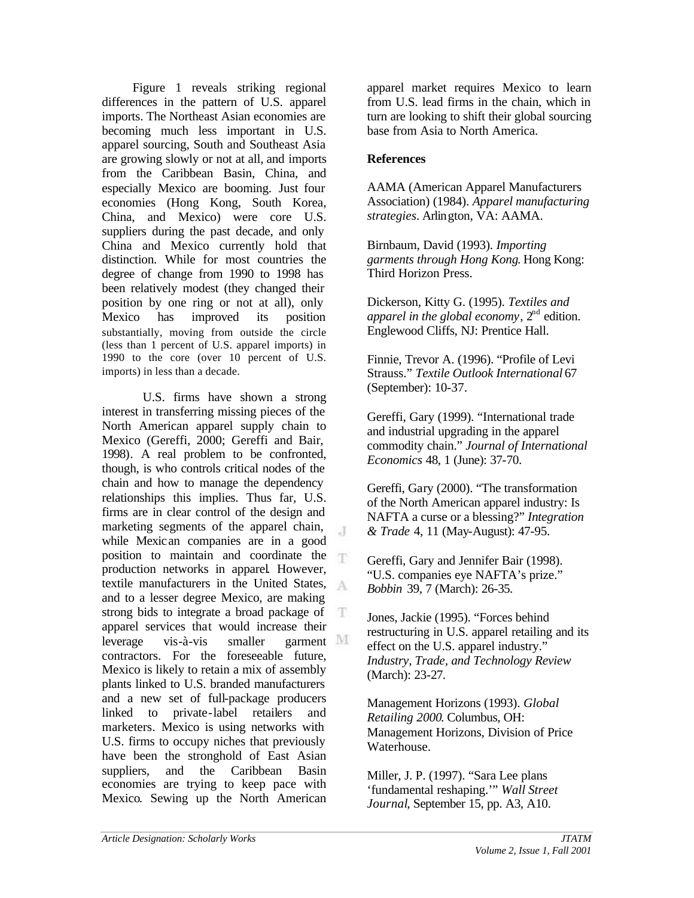Figure 1 reveals striking regional differences in the pattern of U.S. apparel imports. The Northeast Asian economies are becoming much less important in U.S. apparel sourcing, South and Southeast Asia are growing slowly or not at all, and imports from the Caribbean Basin, China, and especially Mexico are booming. Just four economies (Hong Kong, South Korea, China, and Mexico) were core U.S. suppliers during the past decade, and only China and Mexico currently hold that distinction. While for most countries the degree of change from 1990 to 1998 has been relatively modest (they changed their position by one ring or not at all), only Mexico has improved its position substantially, moving from outside the circle (less than 1 percent of U.S. apparel imports) in 1990 to the core (over 10 percent of U.S. imports) in less than a decade.

U.S. firms have shown a strong interest in transferring missing pieces of the North American apparel supply chain to Mexico (Gereffi, 2000; Gereffi and Bair, 1998). A real problem to be confronted, though, is who controls critical nodes of the chain and how to manage the dependency relationships this implies. Thus far, U.S. firms are in clear control of the design and marketing segments of the apparel chain, while Mexican companies are in a good position to maintain and coordinate the production networks in apparel. However, textile manufacturers in the United States, and to a lesser degree Mexico, are making strong bids to integrate a broad package of apparel services that would increase their leverage vis-à-vis smaller garment contractors. For the foreseeable future, Mexico is likely to retain a mix of assembly plants linked to U.S. branded manufacturers and a new set of full-package producers linked to private-label retailers and marketers. Mexico is using networks with U.S. firms to occupy niches that previously have been the stronghold of East Asian suppliers, and the Caribbean Basin economies are trying to keep pace with Mexico. Sewing up the North American apparel market requires Mexico to learn from U.S. lead firms in the chain, which in turn are looking to shift their global sourcing base from Asia to North America.

**References**

AAMA (American Apparel Manufacturers Association) (1984). *Apparel manufacturing strategies*. Arlington, VA: AAMA.

Birnbaum, David (1993). *Importing garments through Hong Kong*. Hong Kong: Third Horizon Press.

Dickerson, Kitty G. (1995). *Textiles and apparel in the global economy*, 2nd edition. Englewood Cliffs, NJ: Prentice Hall.

Finnie, Trevor A. (1996). "Profile of Levi Strauss." *Textile Outlook International* 67 (September): 10-37.

Gereffi, Gary (1999). "International trade and industrial upgrading in the apparel commodity chain." *Journal of International Economics* 48, 1 (June): 37-70.

Gereffi, Gary (2000). "The transformation of the North American apparel industry: Is NAFTA a curse or a blessing?" *Integration & Trade* 4, 11 (May-August): 47-95.

Gereffi, Gary and Jennifer Bair (1998). "U.S. companies eye NAFTA's prize." *Bobbin* 39, 7 (March): 26-35.

Jones, Jackie (1995). "Forces behind restructuring in U.S. apparel retailing and its effect on the U.S. apparel industry." *Industry, Trade, and Technology Review* (March): 23-27.

Management Horizons (1993). *Global Retailing 2000*. Columbus, OH: Management Horizons, Division of Price Waterhouse.

Miller, J. P. (1997). "Sara Lee plans 'fundamental reshaping.'" *Wall Street Journal*, September 15, pp. A3, A10.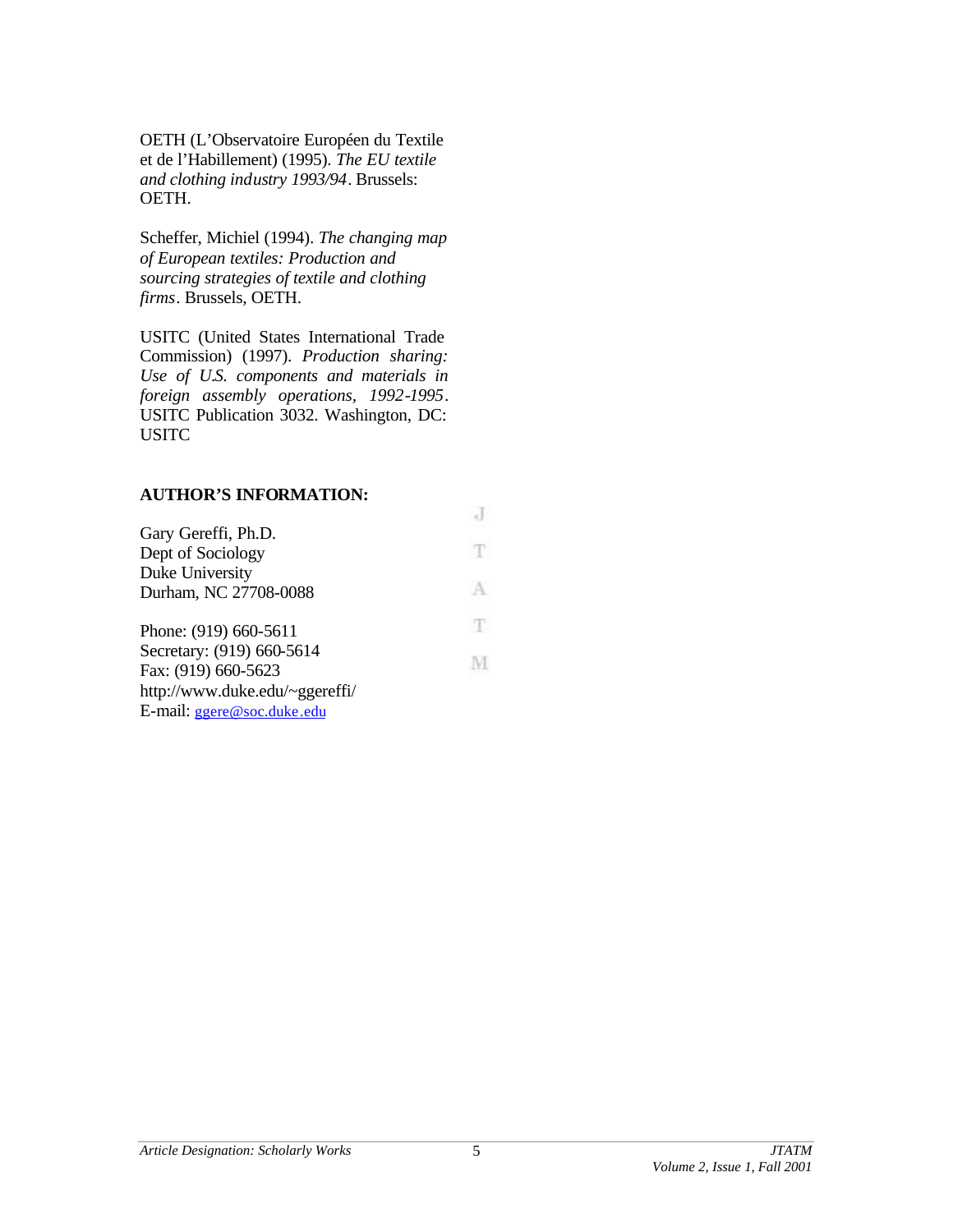OETH (L'Observatoire Européen du Textile et de l'Habillement) (1995). *The EU textile and clothing industry 1993/94*. Brussels: OETH.

Scheffer, Michiel (1994). *The changing map of European textiles: Production and sourcing strategies of textile and clothing firms*. Brussels, OETH.

USITC (United States International Trade Commission) (1997). *Production sharing: Use of U.S. components and materials in foreign assembly operations, 1992-1995*. USITC Publication 3032. Washington, DC: USITC

**AUTHOR'S INFORMATION:**

Gary Gereffi, Ph.D.
Dept of Sociology
Duke University
Durham, NC 27708-0088

Phone: (919) 660-5611
Secretary: (919) 660-5614
Fax: (919) 660-5623
http://www.duke.edu/~ggereffi/
E-mail: ggere@soc.duke.edu